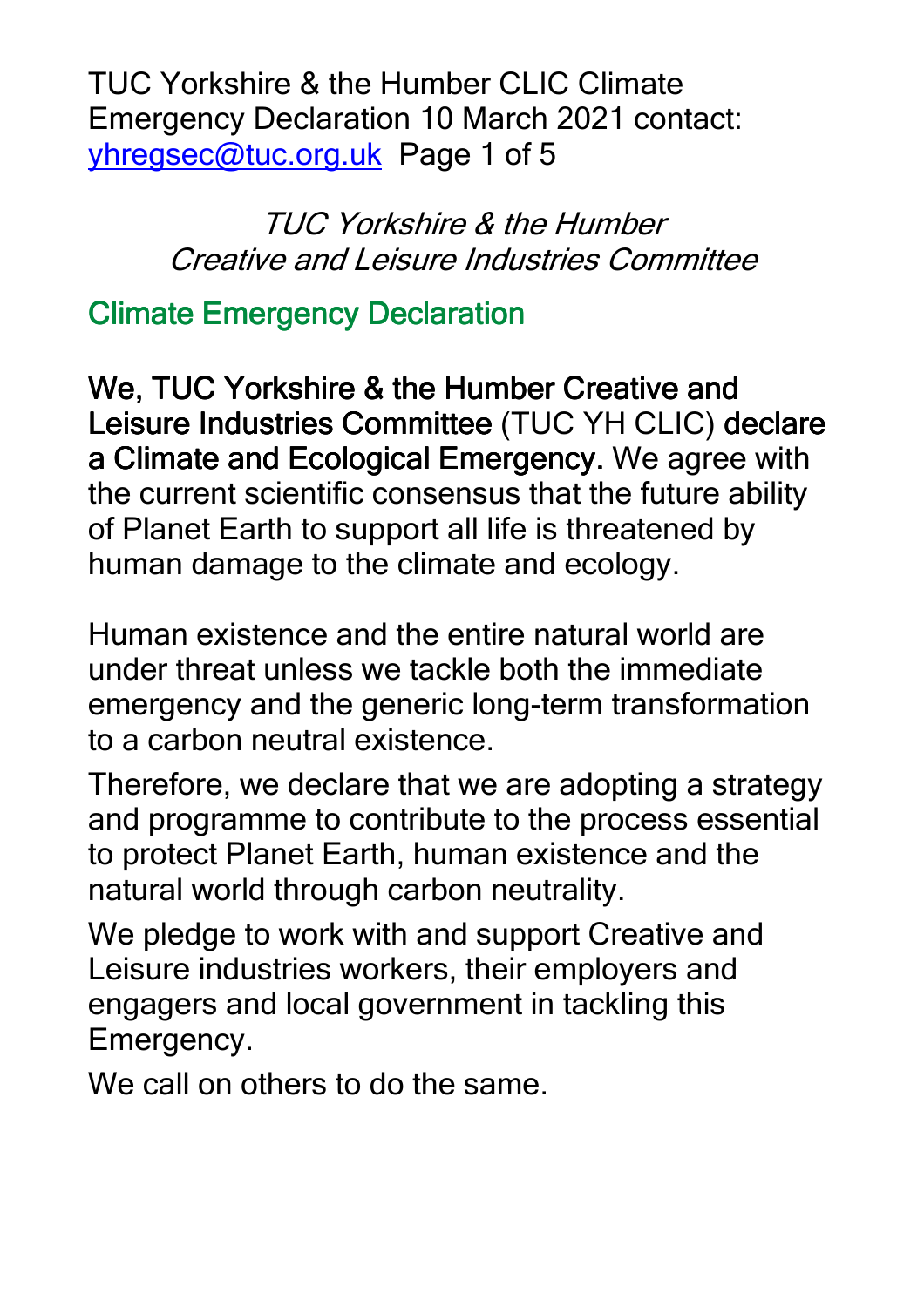*TUC Yorkshire & the Humber*
*Creative and Leisure Industries Committee*

## Climate Emergency Declaration

**We, TUC Yorkshire & the Humber Creative and Leisure Industries Committee** (TUC YH CLIC) **declare a Climate and Ecological Emergency.** We agree with the current scientific consensus that the future ability of Planet Earth to support all life is threatened by human damage to the climate and ecology.

Human existence and the entire natural world are under threat unless we tackle both the immediate emergency and the generic long-term transformation to a carbon neutral existence.

Therefore, we declare that we are adopting a strategy and programme to contribute to the process essential to protect Planet Earth, human existence and the natural world through carbon neutrality.

We pledge to work with and support Creative and Leisure industries workers, their employers and engagers and local government in tackling this Emergency.

We call on others to do the same.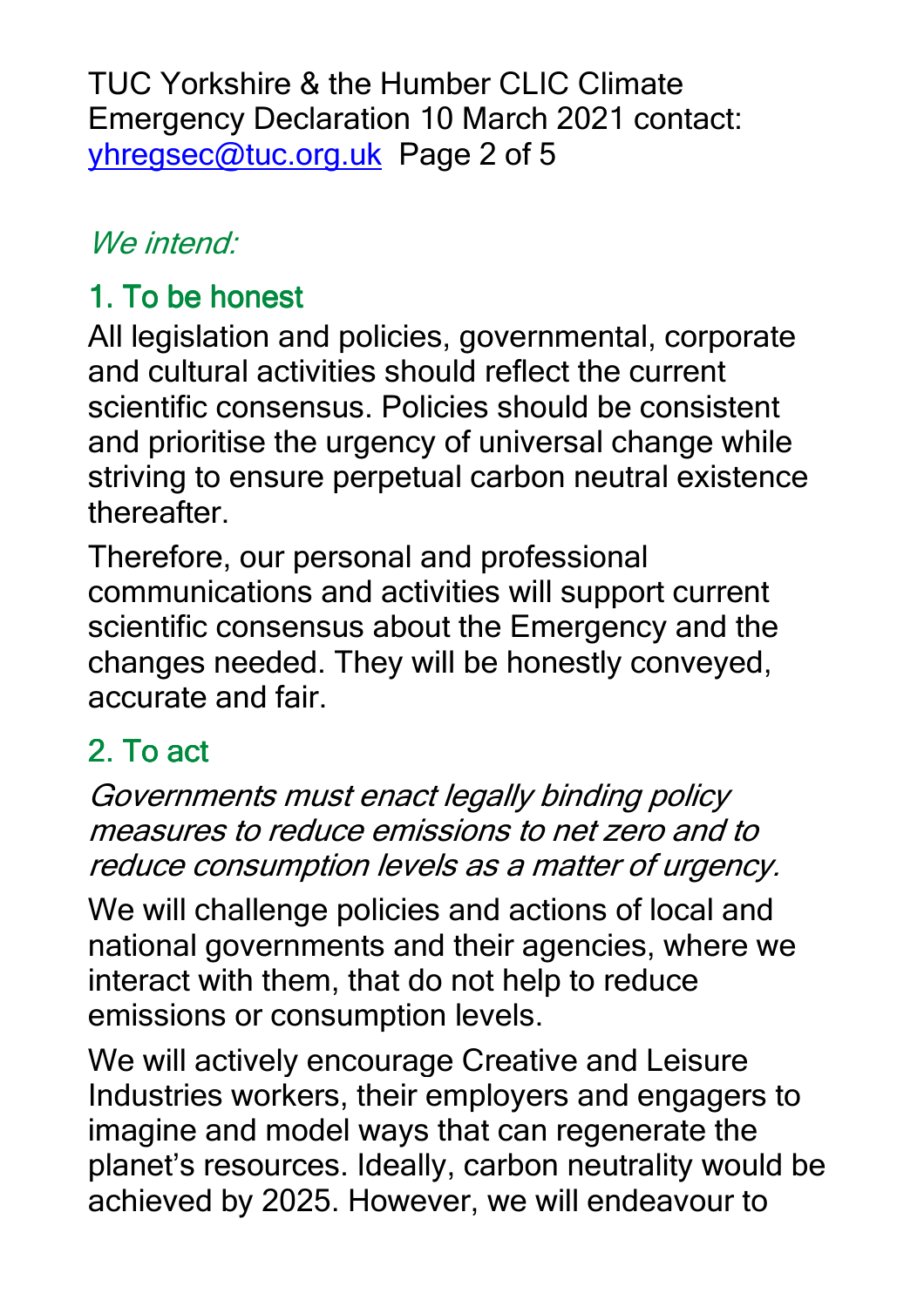*We intend:*

## 1. To be honest

All legislation and policies, governmental, corporate and cultural activities should reflect the current scientific consensus. Policies should be consistent and prioritise the urgency of universal change while striving to ensure perpetual carbon neutral existence thereafter.

Therefore, our personal and professional communications and activities will support current scientific consensus about the Emergency and the changes needed. They will be honestly conveyed, accurate and fair.

## 2. To act

*Governments must enact legally binding policy measures to reduce emissions to net zero and to reduce consumption levels as a matter of urgency.*

We will challenge policies and actions of local and national governments and their agencies, where we interact with them, that do not help to reduce emissions or consumption levels.

We will actively encourage Creative and Leisure Industries workers, their employers and engagers to imagine and model ways that can regenerate the planet's resources. Ideally, carbon neutrality would be achieved by 2025. However, we will endeavour to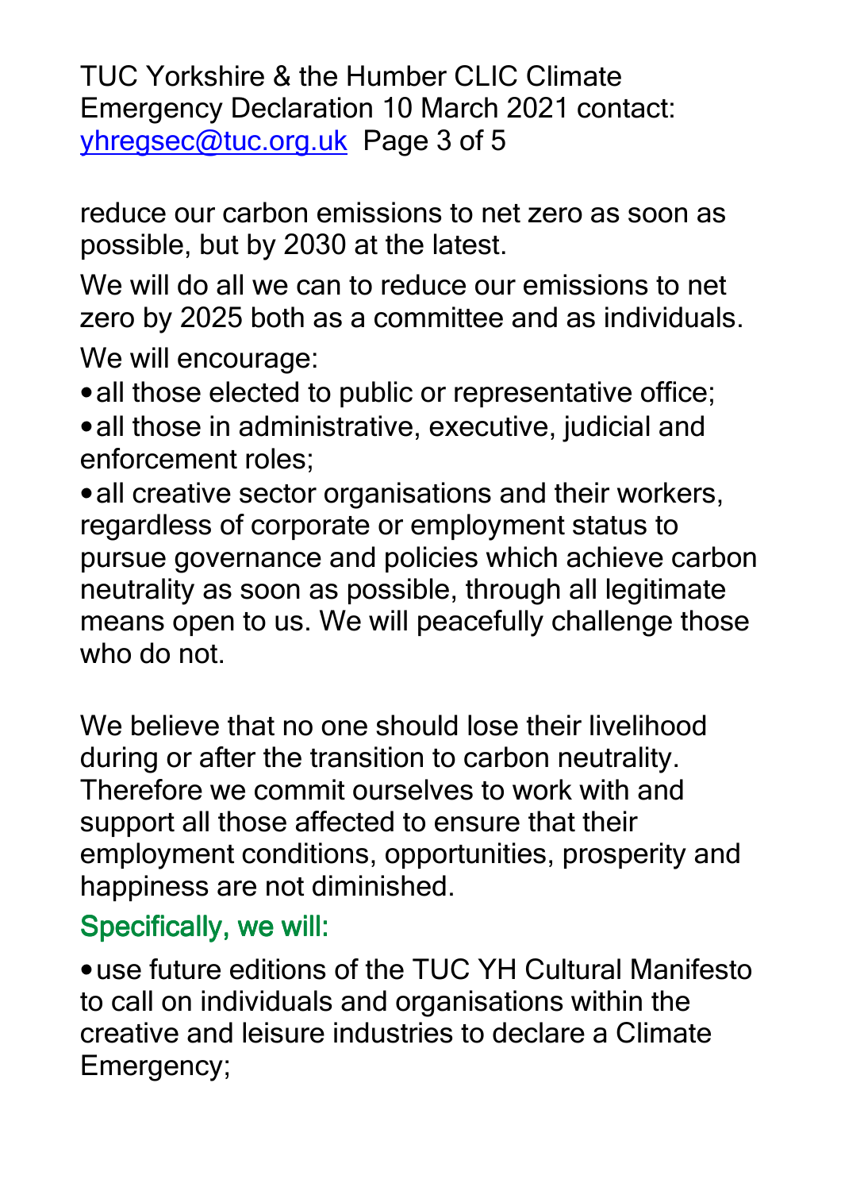reduce our carbon emissions to net zero as soon as possible, but by 2030 at the latest.

We will do all we can to reduce our emissions to net zero by 2025 both as a committee and as individuals.

We will encourage:

- all those elected to public or representative office;
- all those in administrative, executive, judicial and enforcement roles;
- all creative sector organisations and their workers, regardless of corporate or employment status to pursue governance and policies which achieve carbon neutrality as soon as possible, through all legitimate means open to us. We will peacefully challenge those who do not.

We believe that no one should lose their livelihood during or after the transition to carbon neutrality. Therefore we commit ourselves to work with and support all those affected to ensure that their employment conditions, opportunities, prosperity and happiness are not diminished.

## Specifically, we will:

- use future editions of the TUC YH Cultural Manifesto to call on individuals and organisations within the creative and leisure industries to declare a Climate Emergency;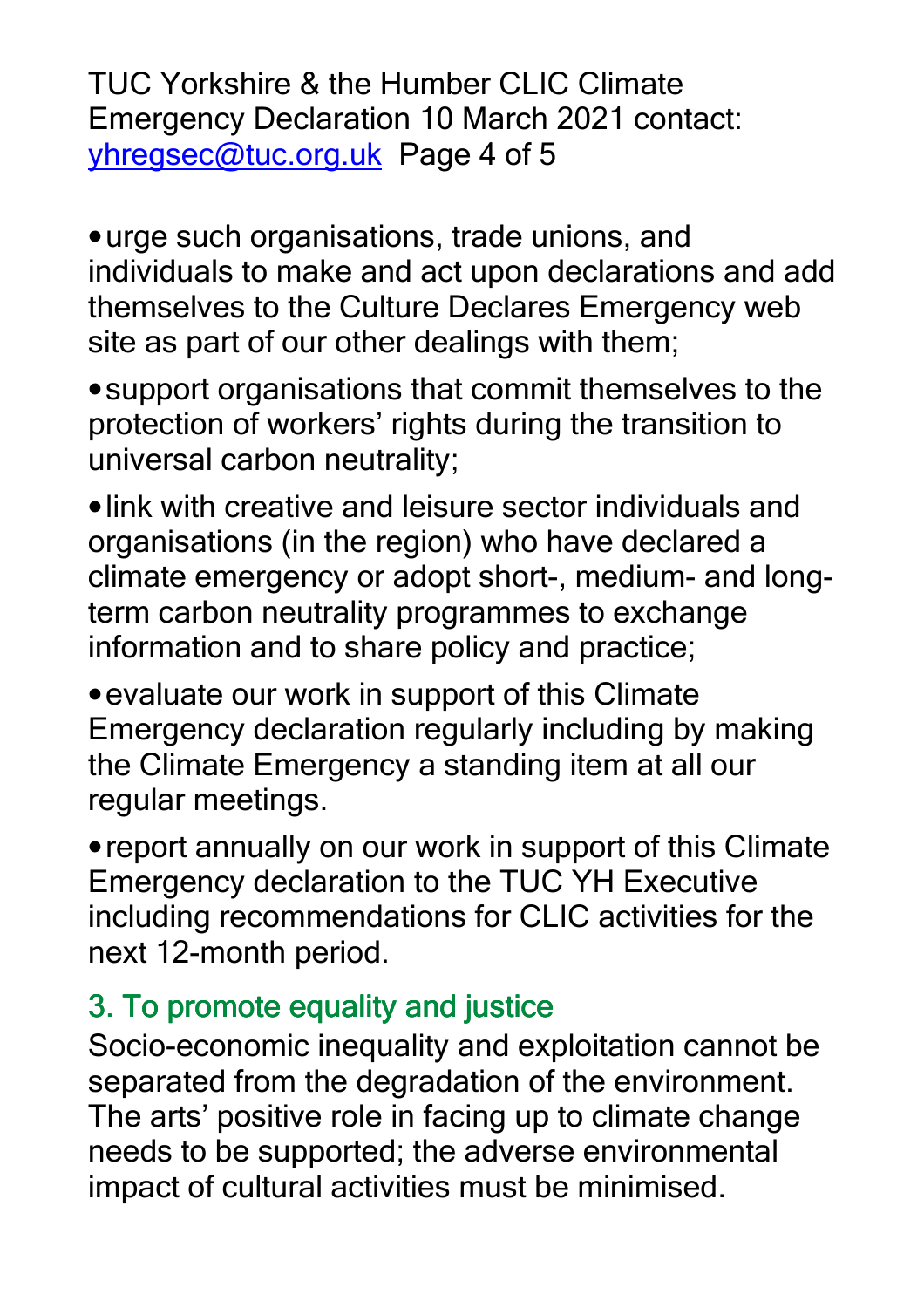- urge such organisations, trade unions, and individuals to make and act upon declarations and add themselves to the Culture Declares Emergency web site as part of our other dealings with them;
- support organisations that commit themselves to the protection of workers' rights during the transition to universal carbon neutrality;
- link with creative and leisure sector individuals and organisations (in the region) who have declared a climate emergency or adopt short-, medium- and long-term carbon neutrality programmes to exchange information and to share policy and practice;
- evaluate our work in support of this Climate Emergency declaration regularly including by making the Climate Emergency a standing item at all our regular meetings.
- report annually on our work in support of this Climate Emergency declaration to the TUC YH Executive including recommendations for CLIC activities for the next 12-month period.

## 3. To promote equality and justice

Socio-economic inequality and exploitation cannot be separated from the degradation of the environment. The arts' positive role in facing up to climate change needs to be supported; the adverse environmental impact of cultural activities must be minimised.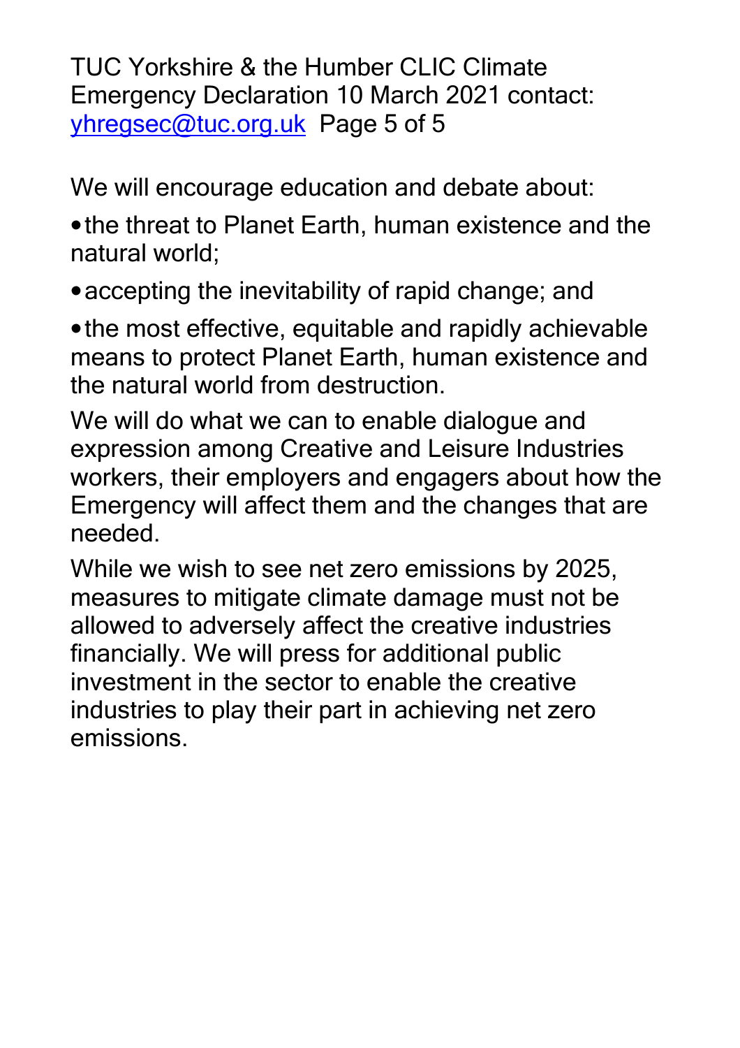We will encourage education and debate about:

- the threat to Planet Earth, human existence and the natural world;
- accepting the inevitability of rapid change; and
- the most effective, equitable and rapidly achievable means to protect Planet Earth, human existence and the natural world from destruction.

We will do what we can to enable dialogue and expression among Creative and Leisure Industries workers, their employers and engagers about how the Emergency will affect them and the changes that are needed.

While we wish to see net zero emissions by 2025, measures to mitigate climate damage must not be allowed to adversely affect the creative industries financially. We will press for additional public investment in the sector to enable the creative industries to play their part in achieving net zero emissions.